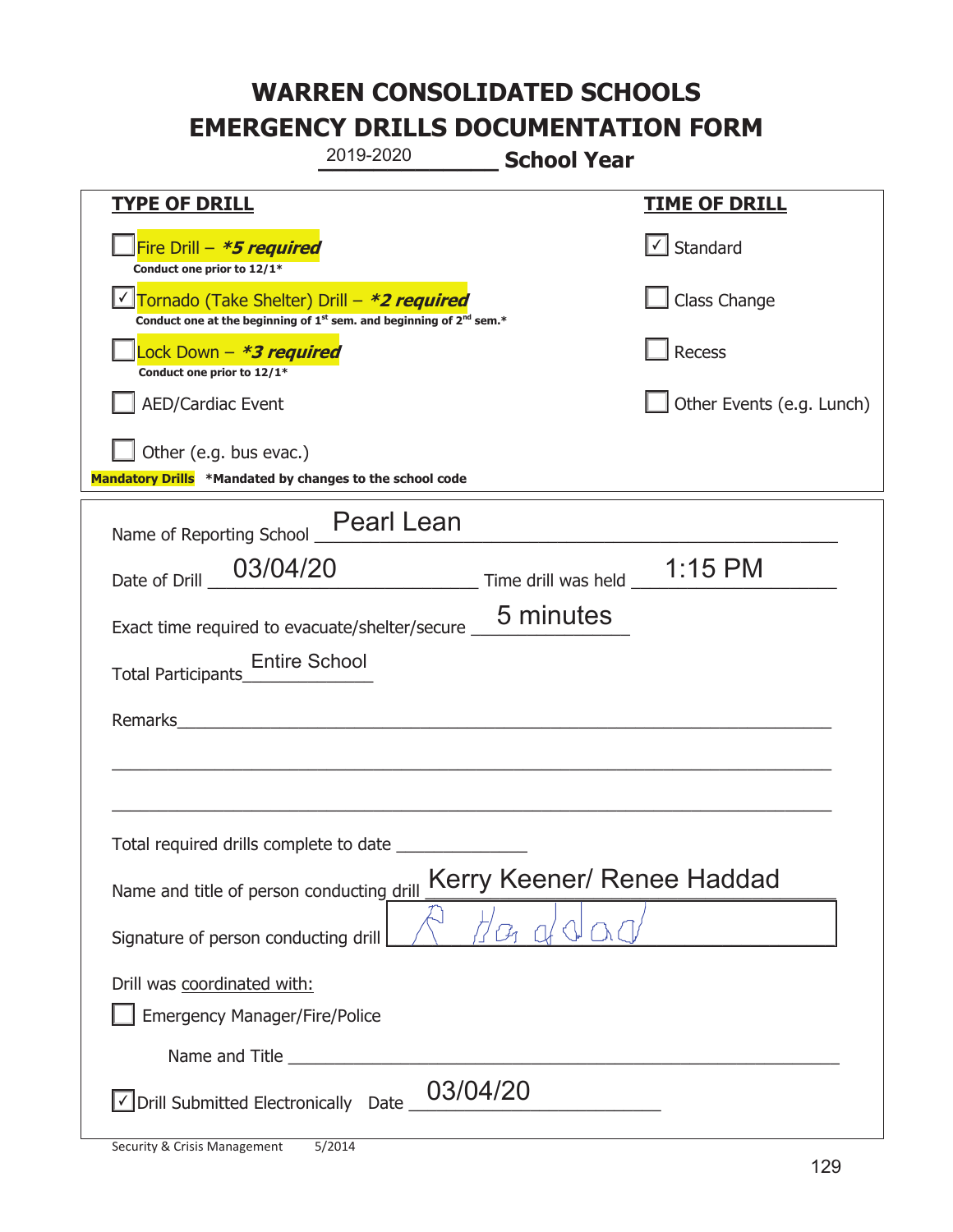# WARREN CONSOLIDATED SCHOOLS
# EMERGENCY DRILLS DOCUMENTATION FORM

2019-2020 **School Year**

| **TYPE OF DRILL** | **TIME OF DRILL** |
|---|---|
| ☐ Fire Drill – ***5 required*** <br> **Conduct one prior to 12/1*** | ☑ Standard |
| ☑ Tornado (Take Shelter) Drill – ***2 required*** <br> **Conduct one at the beginning of 1st sem. and beginning of 2nd sem.*** | ☐ Class Change |
| ☐ Lock Down – ***3 required*** <br> **Conduct one prior to 12/1*** | ☐ Recess |
| ☐ AED/Cardiac Event | ☐ Other Events (e.g. Lunch) |
| ☐ Other (e.g. bus evac.) | |

**Mandatory Drills** ***Mandated by changes to the school code**

Name of Reporting School: Pearl Lean

Date of Drill: 03/04/20 Time drill was held: 1:15 PM

Exact time required to evacuate/shelter/secure: 5 minutes

Total Participants: Entire School

Remarks: ______________________________

Total required drills complete to date: ______________

Name and title of person conducting drill: Kerry Keener/ Renee Haddad

Signature of person conducting drill: [signature]

Drill was coordinated with:

☐ Emergency Manager/Fire/Police

Name and Title: ______________________________

☑ Drill Submitted Electronically Date: 03/04/20

Security & Crisis Management 5/2014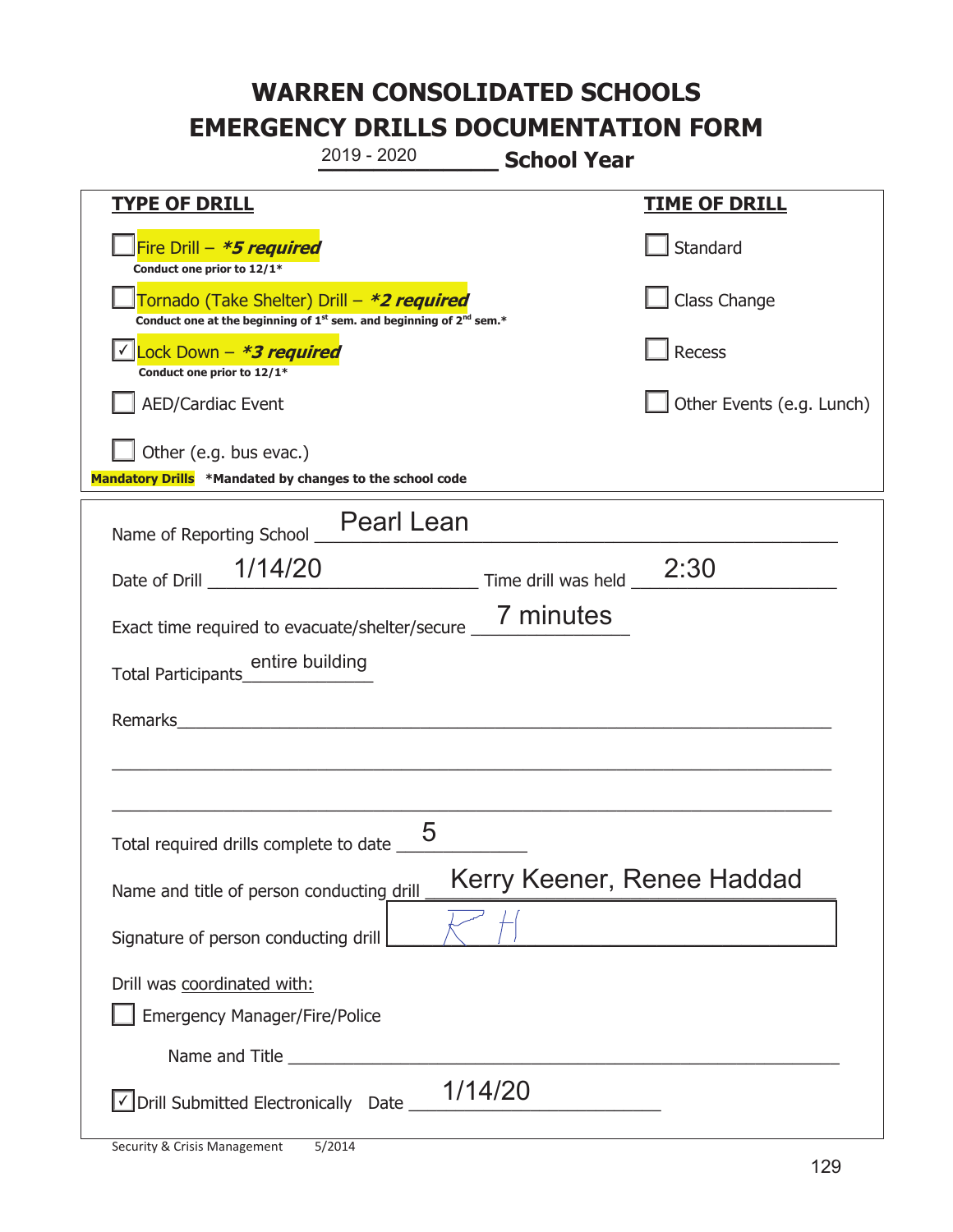# WARREN CONSOLIDATED SCHOOLS
# EMERGENCY DRILLS DOCUMENTATION FORM

2019 - 2020 **School Year**

| **TYPE OF DRILL** | **TIME OF DRILL** |
|---|---|
| ☐ Fire Drill – ***5 required*** <br> **Conduct one prior to 12/1*** | ☐ Standard |
| ☐ Tornado (Take Shelter) Drill – ***2 required*** <br> **Conduct one at the beginning of 1st sem. and beginning of 2nd sem.*** | ☐ Class Change |
| ☑ Lock Down – ***3 required*** <br> **Conduct one prior to 12/1*** | ☐ Recess |
| ☐ AED/Cardiac Event | ☐ Other Events (e.g. Lunch) |
| ☐ Other (e.g. bus evac.) | |

**Mandatory Drills** **\*Mandated by changes to the school code**

Name of Reporting School: Pearl Lean

Date of Drill: 1/14/20 Time drill was held: 2:30

Exact time required to evacuate/shelter/secure: 7 minutes

Total Participants: entire building

Remarks: ______________________________

Total required drills complete to date: 5

Name and title of person conducting drill: Kerry Keener, Renee Haddad

Signature of person conducting drill: KH

Drill was coordinated with:

☐ Emergency Manager/Fire/Police

Name and Title ______________________________

☑ Drill Submitted Electronically Date: 1/14/20

Security & Crisis Management 5/2014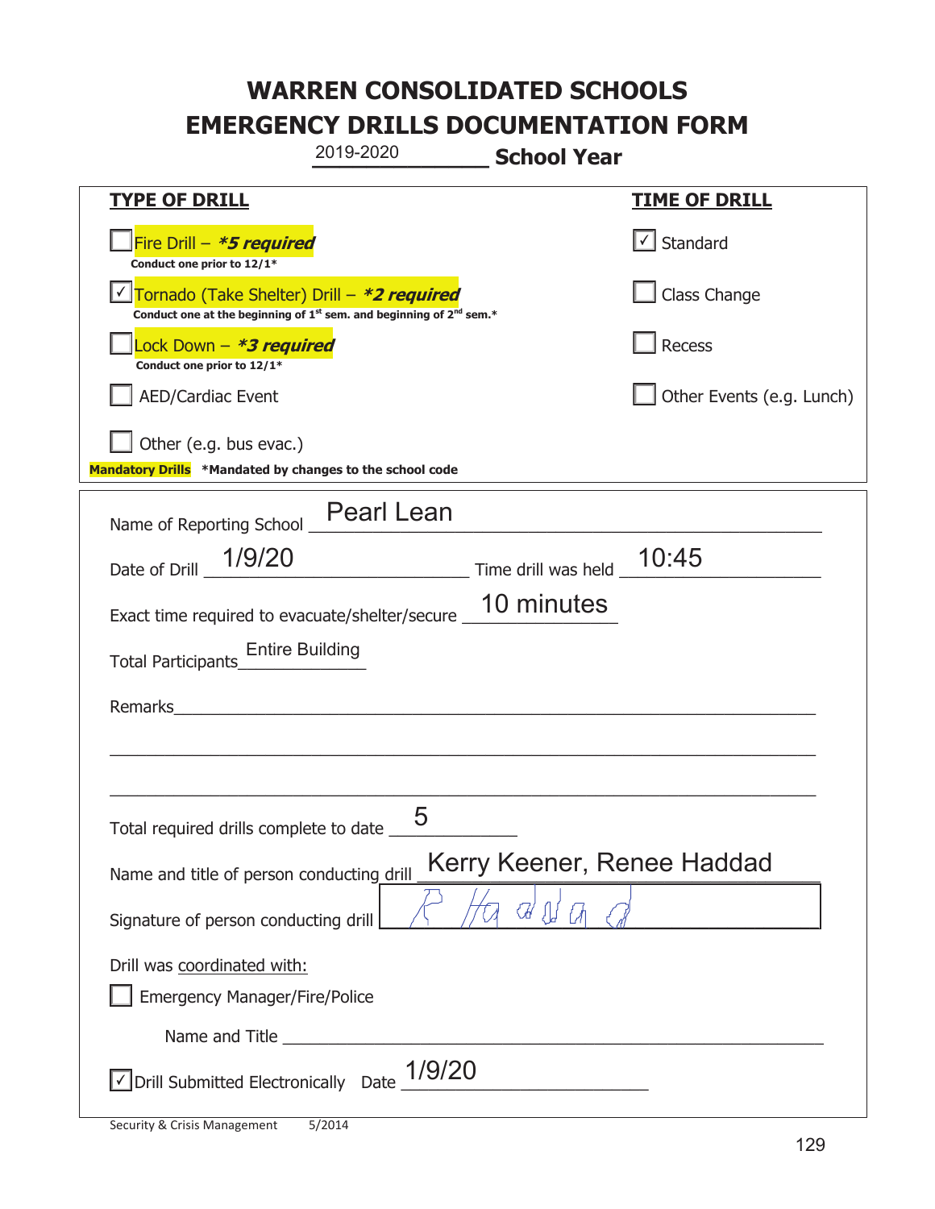# WARREN CONSOLIDATED SCHOOLS
# EMERGENCY DRILLS DOCUMENTATION FORM

2019-2020 **School Year**

| **TYPE OF DRILL** | **TIME OF DRILL** |
|---|---|
| ☐ Fire Drill – ***5 required*** Conduct one prior to 12/1* | ☑ Standard |
| ☑ Tornado (Take Shelter) Drill – ***2 required*** Conduct one at the beginning of 1st sem. and beginning of 2nd sem.* | ☐ Class Change |
| ☐ Lock Down – ***3 required*** Conduct one prior to 12/1* | ☐ Recess |
| ☐ AED/Cardiac Event | ☐ Other Events (e.g. Lunch) |
| ☐ Other (e.g. bus evac.) | |

**Mandatory Drills** ***Mandated by changes to the school code**

Name of Reporting School: Pearl Lean

Date of Drill: 1/9/20 Time drill was held: 10:45

Exact time required to evacuate/shelter/secure: 10 minutes

Total Participants: Entire Building

Remarks: ______________________________

Total required drills complete to date: 5

Name and title of person conducting drill: Kerry Keener, Renee Haddad

Signature of person conducting drill: R Haddad

Drill was coordinated with:

☐ Emergency Manager/Fire/Police

Name and Title ______________________________

☑ Drill Submitted Electronically Date: 1/9/20

Security & Crisis Management 5/2014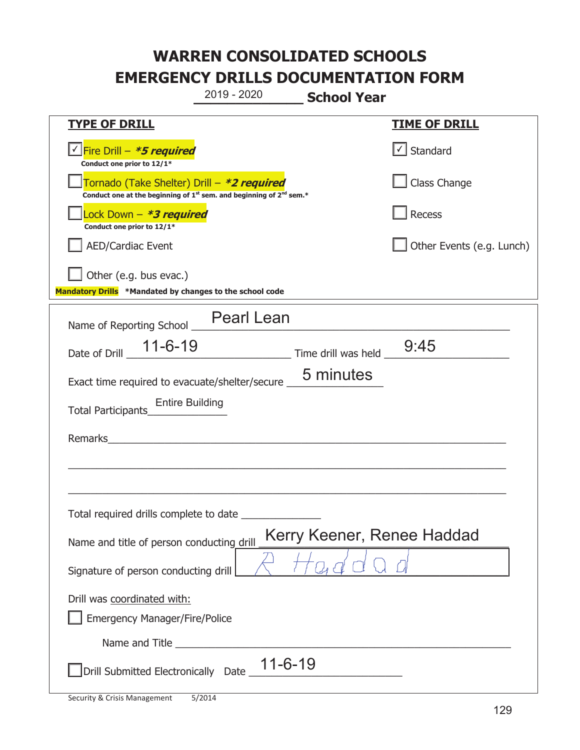# WARREN CONSOLIDATED SCHOOLS
# EMERGENCY DRILLS DOCUMENTATION FORM

2019 - 2020 **School Year**

| TYPE OF DRILL | TIME OF DRILL |
|---|---|
| ☑ Fire Drill – ***5 required*** <br> **Conduct one prior to 12/1*** | ☑ Standard |
| ☐ Tornado (Take Shelter) Drill – ***2 required*** <br> **Conduct one at the beginning of 1st sem. and beginning of 2nd sem.*** | ☐ Class Change |
| ☐ Lock Down – ***3 required*** <br> **Conduct one prior to 12/1*** | ☐ Recess |
| ☐ AED/Cardiac Event | ☐ Other Events (e.g. Lunch) |
| ☐ Other (e.g. bus evac.) | |

**Mandatory Drills** **\*Mandated by changes to the school code**

Name of Reporting School: Pearl Lean

Date of Drill: 11-6-19 Time drill was held: 9:45

Exact time required to evacuate/shelter/secure: 5 minutes

Total Participants: Entire Building

Remarks: ______________________________________________

Total required drills complete to date: ______________

Name and title of person conducting drill: Kerry Keener, Renee Haddad

Signature of person conducting drill: R Haddad

Drill was coordinated with:

☐ Emergency Manager/Fire/Police

Name and Title ______________________________________________

☐ Drill Submitted Electronically Date: 11-6-19

Security & Crisis Management 5/2014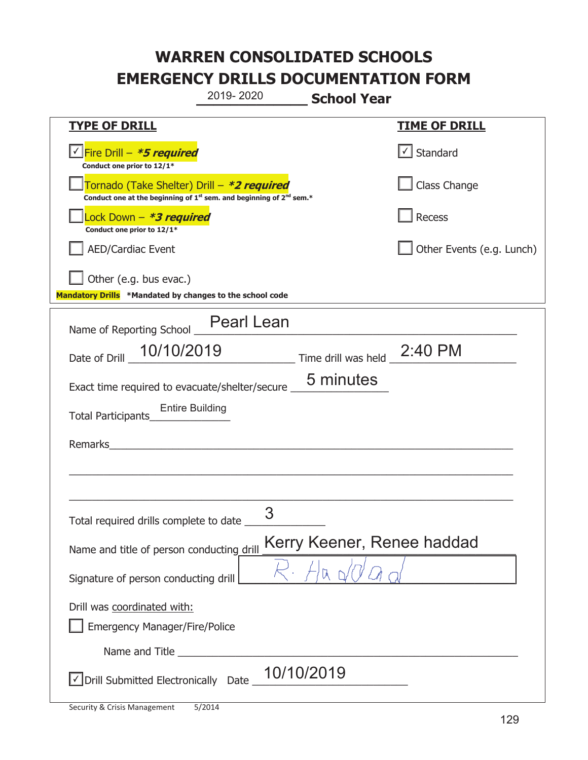# WARREN CONSOLIDATED SCHOOLS
# EMERGENCY DRILLS DOCUMENTATION FORM

2019- 2020 **School Year**

| **TYPE OF DRILL** | **TIME OF DRILL** |
|---|---|
| ☑ Fire Drill – ***5 required*** <br> **Conduct one prior to 12/1*** | ☑ Standard |
| ☐ Tornado (Take Shelter) Drill – ***2 required*** <br> **Conduct one at the beginning of 1st sem. and beginning of 2nd sem.*** | ☐ Class Change |
| ☐ Lock Down – ***3 required*** <br> **Conduct one prior to 12/1*** | ☐ Recess |
| ☐ AED/Cardiac Event | ☐ Other Events (e.g. Lunch) |
| ☐ Other (e.g. bus evac.) | |

**Mandatory Drills** **\*Mandated by changes to the school code**

Name of Reporting School: Pearl Lean

Date of Drill: 10/10/2019 Time drill was held: 2:40 PM

Exact time required to evacuate/shelter/secure: 5 minutes

Total Participants: Entire Building

Remarks: 

Total required drills complete to date: 3

Name and title of person conducting drill: Kerry Keener, Renee haddad

Signature of person conducting drill: R. Haddad

Drill was coordinated with:

☐ Emergency Manager/Fire/Police

Name and Title: 

☑ Drill Submitted Electronically Date: 10/10/2019

Security & Crisis Management 5/2014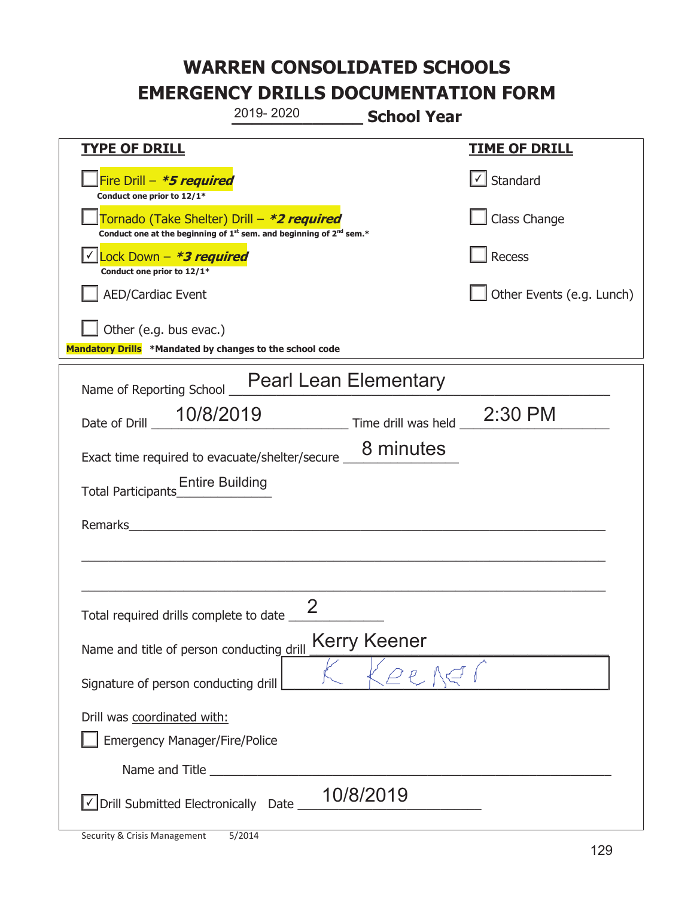# WARREN CONSOLIDATED SCHOOLS
# EMERGENCY DRILLS DOCUMENTATION FORM

2019- 2020 **School Year**

| **TYPE OF DRILL** | **TIME OF DRILL** |
|---|---|
| ☐ Fire Drill – ***5 required*** <br> **Conduct one prior to 12/1*** | ☑ Standard |
| ☐ Tornado (Take Shelter) Drill – ***2 required*** <br> **Conduct one at the beginning of 1st sem. and beginning of 2nd sem.*** | ☐ Class Change |
| ☑ Lock Down – ***3 required*** <br> **Conduct one prior to 12/1*** | ☐ Recess |
| ☐ AED/Cardiac Event | ☐ Other Events (e.g. Lunch) |
| ☐ Other (e.g. bus evac.) | |

**Mandatory Drills** **\*Mandated by changes to the school code**

Name of Reporting School: Pearl Lean Elementary

Date of Drill: 10/8/2019  Time drill was held: 2:30 PM

Exact time required to evacuate/shelter/secure: 8 minutes

Total Participants: Entire Building

Remarks: ____________________

Total required drills complete to date: 2

Name and title of person conducting drill: Kerry Keener

Signature of person conducting drill: K Keener

Drill was coordinated with:

☐ Emergency Manager/Fire/Police

Name and Title ____________________

☑ Drill Submitted Electronically  Date: 10/8/2019

Security & Crisis Management 5/2014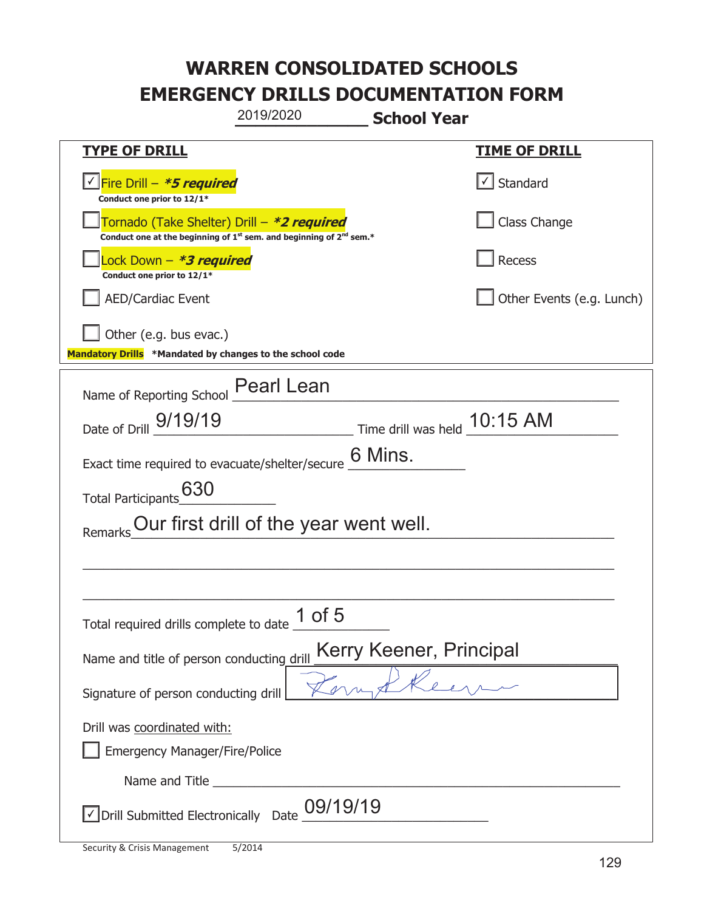# WARREN CONSOLIDATED SCHOOLS
# EMERGENCY DRILLS DOCUMENTATION FORM

2019/2020 **School Year**

| **TYPE OF DRILL** | **TIME OF DRILL** |
|---|---|
| ☑ Fire Drill – ***5 required*** <br> **Conduct one prior to 12/1*** | ☑ Standard |
| ☐ Tornado (Take Shelter) Drill – ***2 required*** <br> **Conduct one at the beginning of 1st sem. and beginning of 2nd sem.*** | ☐ Class Change |
| ☐ Lock Down – ***3 required*** <br> **Conduct one prior to 12/1*** | ☐ Recess |
| ☐ AED/Cardiac Event | ☐ Other Events (e.g. Lunch) |
| ☐ Other (e.g. bus evac.) | |

**Mandatory Drills** ***Mandated by changes to the school code**

Name of Reporting School: Pearl Lean

Date of Drill: 9/19/19 Time drill was held: 10:15 AM

Exact time required to evacuate/shelter/secure: 6 Mins.

Total Participants: 630

Remarks: Our first drill of the year went well.

Total required drills complete to date: 1 of 5

Name and title of person conducting drill: Kerry Keener, Principal

Signature of person conducting drill: [signature]

Drill was coordinated with:

☐ Emergency Manager/Fire/Police

Name and Title ______

☑ Drill Submitted Electronically Date: 09/19/19

Security & Crisis Management 5/2014